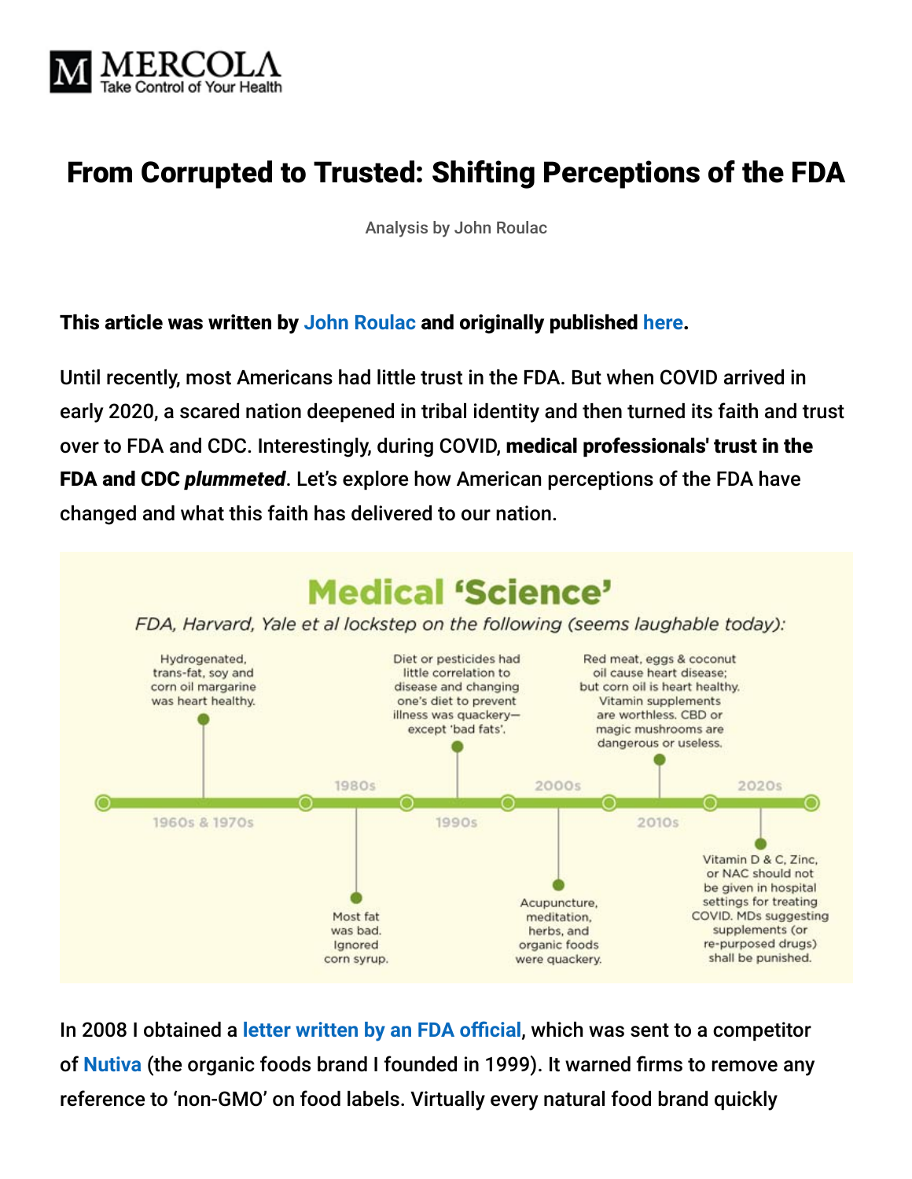# From Corrupted to Trusted: Shifting Perceptions of the FDA

Analysis by John Roulac

**This article was written by John Roulac and originally published here.**

Until recently, most Americans had little trust in the FDA. But when COVID arrived in early 2020, a scared nation deepened in tribal identity and then turned its faith and trust over to FDA and CDC. Interestingly, during COVID, **medical professionals' trust in the FDA and CDC *plummeted***. Let's explore how American perceptions of the FDA have changed and what this faith has delivered to our nation.

## Medical 'Science'

*FDA, Harvard, Yale et al lockstep on the following (seems laughable today):*

- **1960s & 1970s:** Hydrogenated, trans-fat, soy and corn oil margarine was heart healthy.
- **1980s:** Most fat was bad. Ignored corn syrup.
- **1990s:** Diet or pesticides had little correlation to disease and changing one's diet to prevent illness was quackery—except 'bad fats'.
- **2000s:** Acupuncture, meditation, herbs, and organic foods were quackery.
- **2010s:** Red meat, eggs & coconut oil cause heart disease; but corn oil is heart healthy. Vitamin supplements are worthless. CBD or magic mushrooms are dangerous or useless.
- **2020s:** Vitamin D & C, Zinc, or NAC should not be given in hospital settings for treating COVID. MDs suggesting supplements (or re-purposed drugs) shall be punished.

In 2008 I obtained a letter written by an FDA official, which was sent to a competitor of Nutiva (the organic foods brand I founded in 1999). It warned firms to remove any reference to 'non-GMO' on food labels. Virtually every natural food brand quickly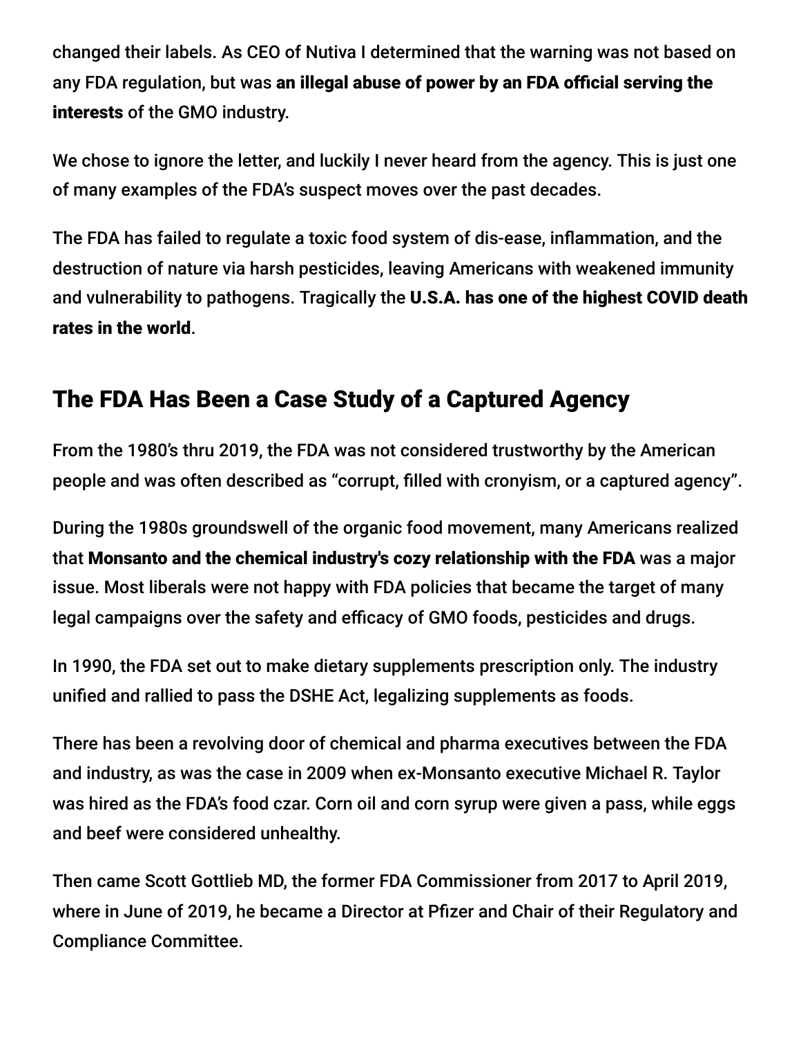changed their labels. As CEO of Nutiva I determined that the warning was not based on any FDA regulation, but was **an illegal abuse of power by an FDA official serving the interests** of the GMO industry.

We chose to ignore the letter, and luckily I never heard from the agency. This is just one of many examples of the FDA's suspect moves over the past decades.

The FDA has failed to regulate a toxic food system of dis-ease, inflammation, and the destruction of nature via harsh pesticides, leaving Americans with weakened immunity and vulnerability to pathogens. Tragically the **U.S.A. has one of the highest COVID death rates in the world**.

## The FDA Has Been a Case Study of a Captured Agency

From the 1980's thru 2019, the FDA was not considered trustworthy by the American people and was often described as "corrupt, filled with cronyism, or a captured agency".

During the 1980s groundswell of the organic food movement, many Americans realized that **Monsanto and the chemical industry's cozy relationship with the FDA** was a major issue. Most liberals were not happy with FDA policies that became the target of many legal campaigns over the safety and efficacy of GMO foods, pesticides and drugs.

In 1990, the FDA set out to make dietary supplements prescription only. The industry unified and rallied to pass the DSHE Act, legalizing supplements as foods.

There has been a revolving door of chemical and pharma executives between the FDA and industry, as was the case in 2009 when ex-Monsanto executive Michael R. Taylor was hired as the FDA's food czar. Corn oil and corn syrup were given a pass, while eggs and beef were considered unhealthy.

Then came Scott Gottlieb MD, the former FDA Commissioner from 2017 to April 2019, where in June of 2019, he became a Director at Pfizer and Chair of their Regulatory and Compliance Committee.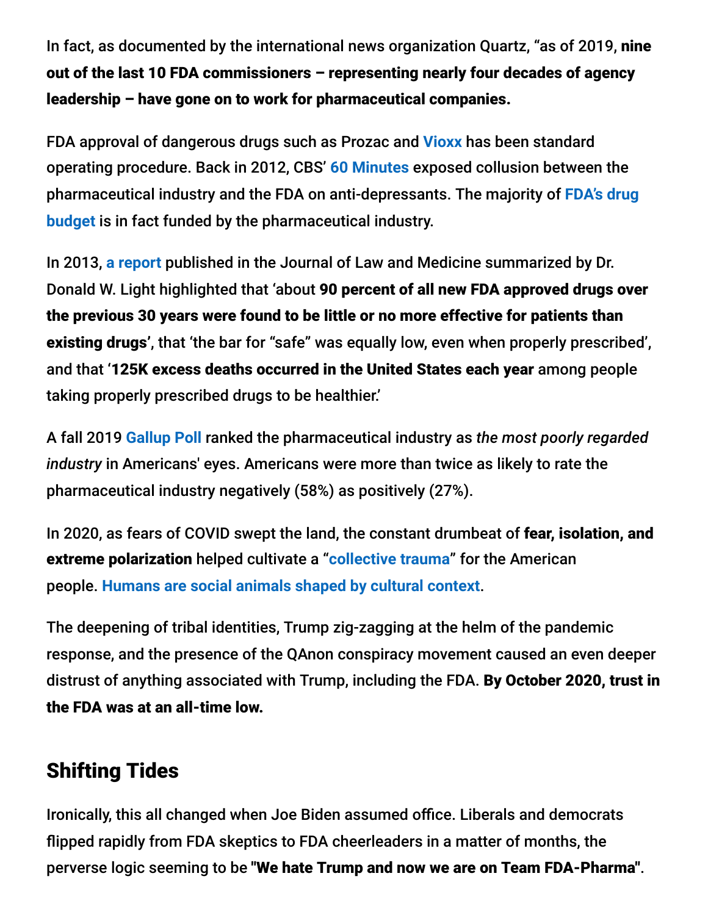In fact, as documented by the international news organization Quartz, "as of 2019, **nine out of the last 10 FDA commissioners – representing nearly four decades of agency leadership – have gone on to work for pharmaceutical companies.**

FDA approval of dangerous drugs such as Prozac and Vioxx has been standard operating procedure. Back in 2012, CBS' 60 Minutes exposed collusion between the pharmaceutical industry and the FDA on anti-depressants. The majority of FDA's drug budget is in fact funded by the pharmaceutical industry.

In 2013, a report published in the Journal of Law and Medicine summarized by Dr. Donald W. Light highlighted that 'about **90 percent of all new FDA approved drugs over the previous 30 years were found to be little or no more effective for patients than existing drugs'**, that 'the bar for "safe" was equally low, even when properly prescribed', and that '**125K excess deaths occurred in the United States each year** among people taking properly prescribed drugs to be healthier.'

A fall 2019 Gallup Poll ranked the pharmaceutical industry as *the most poorly regarded industry* in Americans' eyes. Americans were more than twice as likely to rate the pharmaceutical industry negatively (58%) as positively (27%).

In 2020, as fears of COVID swept the land, the constant drumbeat of **fear, isolation, and extreme polarization** helped cultivate a "collective trauma" for the American people. Humans are social animals shaped by cultural context.

The deepening of tribal identities, Trump zig-zagging at the helm of the pandemic response, and the presence of the QAnon conspiracy movement caused an even deeper distrust of anything associated with Trump, including the FDA. **By October 2020, trust in the FDA was at an all-time low.**

## Shifting Tides

Ironically, this all changed when Joe Biden assumed office. Liberals and democrats flipped rapidly from FDA skeptics to FDA cheerleaders in a matter of months, the perverse logic seeming to be **"We hate Trump and now we are on Team FDA-Pharma"**.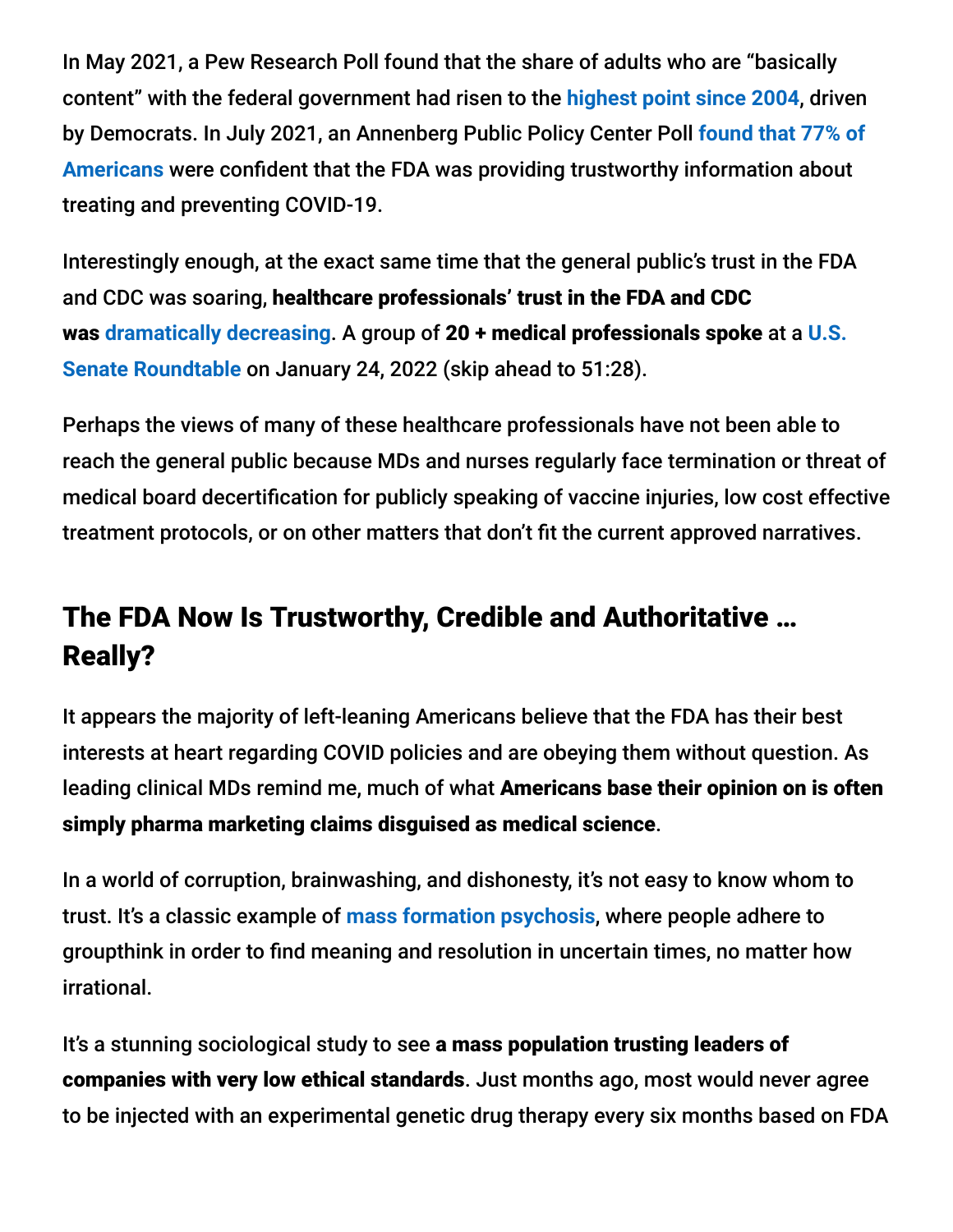In May 2021, a Pew Research Poll found that the share of adults who are "basically content" with the federal government had risen to the highest point since 2004, driven by Democrats. In July 2021, an Annenberg Public Policy Center Poll found that 77% of Americans were confident that the FDA was providing trustworthy information about treating and preventing COVID-19.

Interestingly enough, at the exact same time that the general public's trust in the FDA and CDC was soaring, **healthcare professionals' trust in the FDA and CDC was dramatically decreasing**. A group of **20 + medical professionals spoke** at a U.S. Senate Roundtable on January 24, 2022 (skip ahead to 51:28).

Perhaps the views of many of these healthcare professionals have not been able to reach the general public because MDs and nurses regularly face termination or threat of medical board decertification for publicly speaking of vaccine injuries, low cost effective treatment protocols, or on other matters that don't fit the current approved narratives.

## The FDA Now Is Trustworthy, Credible and Authoritative … Really?

It appears the majority of left-leaning Americans believe that the FDA has their best interests at heart regarding COVID policies and are obeying them without question. As leading clinical MDs remind me, much of what **Americans base their opinion on is often simply pharma marketing claims disguised as medical science**.

In a world of corruption, brainwashing, and dishonesty, it's not easy to know whom to trust. It's a classic example of mass formation psychosis, where people adhere to groupthink in order to find meaning and resolution in uncertain times, no matter how irrational.

It's a stunning sociological study to see **a mass population trusting leaders of companies with very low ethical standards**. Just months ago, most would never agree to be injected with an experimental genetic drug therapy every six months based on FDA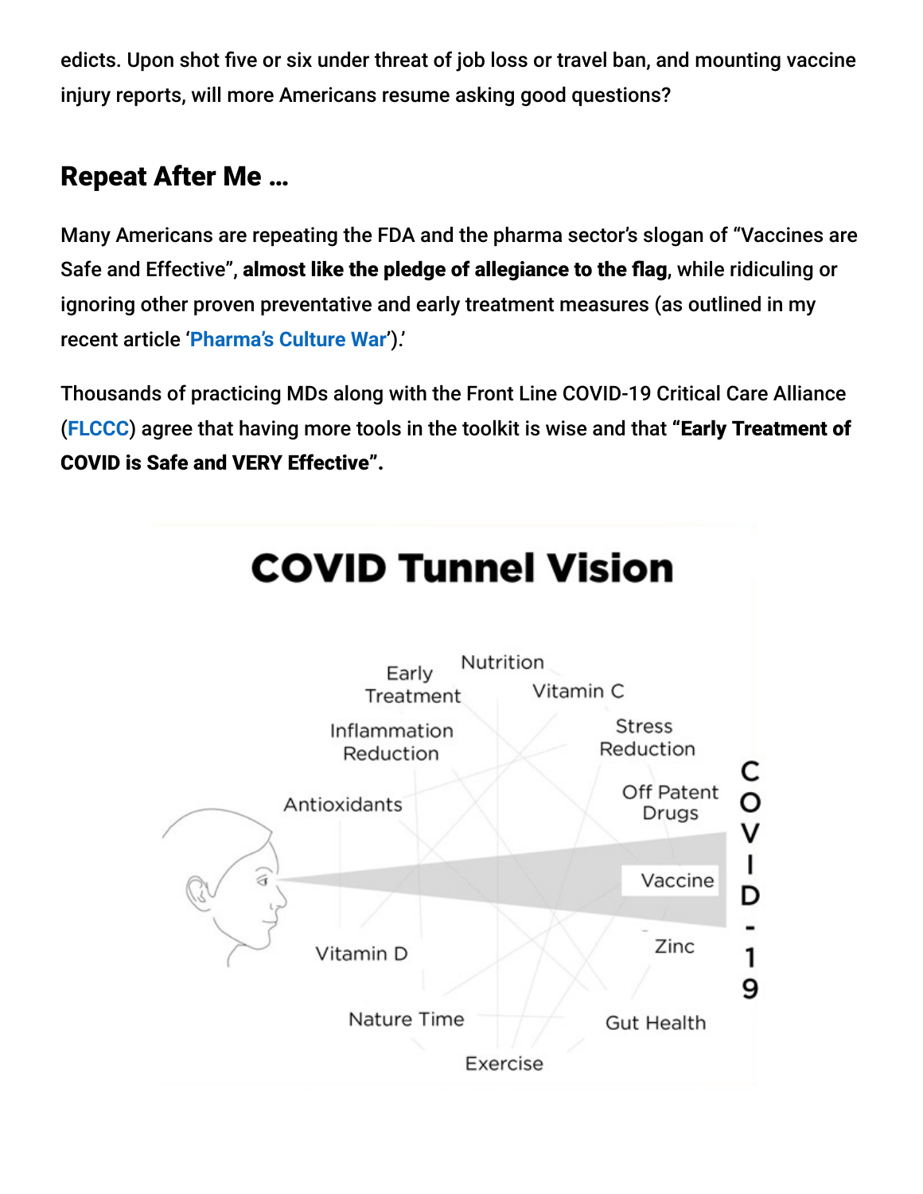edicts. Upon shot five or six under threat of job loss or travel ban, and mounting vaccine injury reports, will more Americans resume asking good questions?

## Repeat After Me …

Many Americans are repeating the FDA and the pharma sector's slogan of "Vaccines are Safe and Effective", **almost like the pledge of allegiance to the flag**, while ridiculing or ignoring other proven preventative and early treatment measures (as outlined in my recent article 'Pharma's Culture War').'

Thousands of practicing MDs along with the Front Line COVID-19 Critical Care Alliance (FLCCC) agree that having more tools in the toolkit is wise and that **"Early Treatment of COVID is Safe and VERY Effective".**

**COVID Tunnel Vision**

Early Treatment, Nutrition, Vitamin C, Inflammation Reduction, Stress Reduction, Antioxidants, Off Patent Drugs, Vaccine, Zinc, Vitamin D, Nature Time, Gut Health, Exercise

COVID-19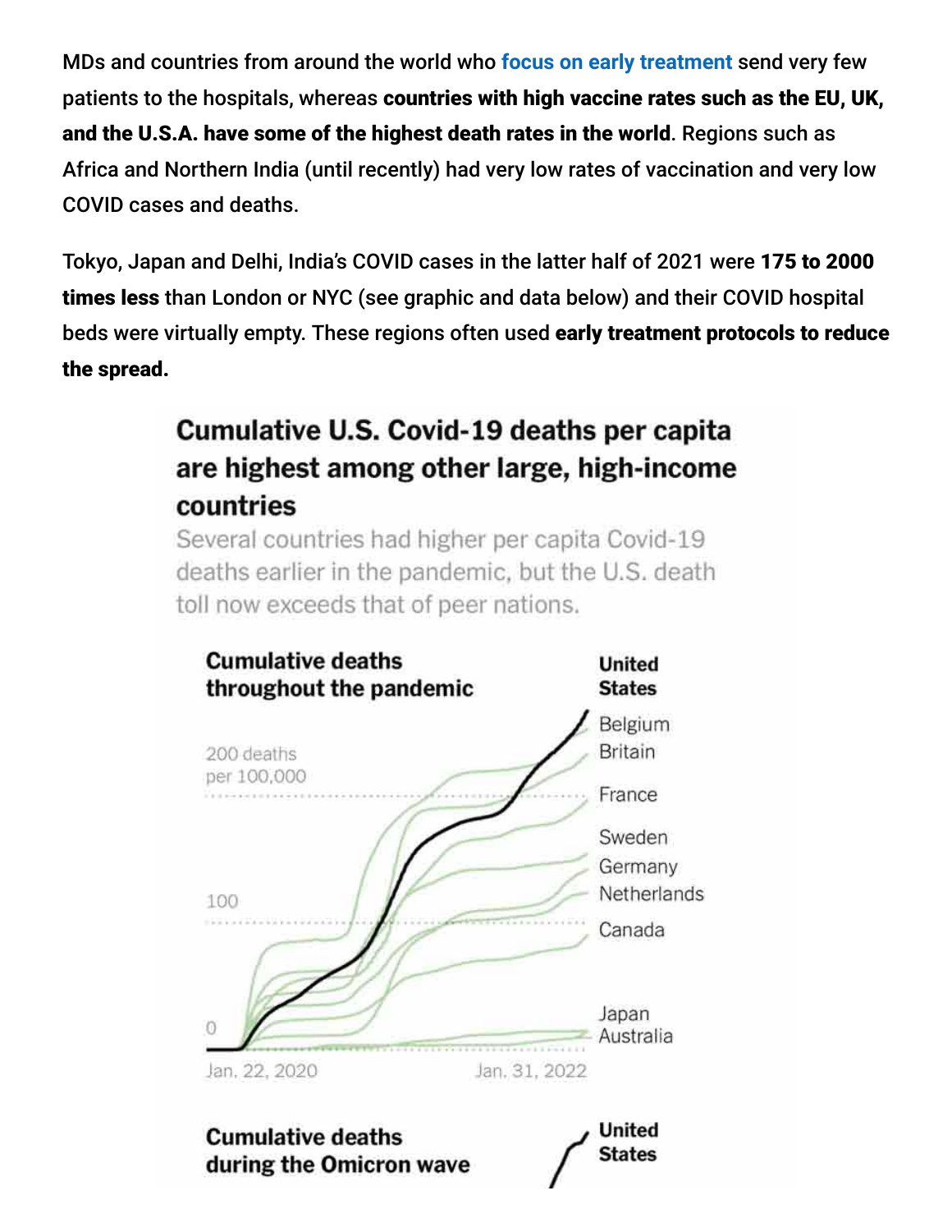MDs and countries from around the world who focus on early treatment send very few patients to the hospitals, whereas **countries with high vaccine rates such as the EU, UK, and the U.S.A. have some of the highest death rates in the world**. Regions such as Africa and Northern India (until recently) had very low rates of vaccination and very low COVID cases and deaths.

Tokyo, Japan and Delhi, India's COVID cases in the latter half of 2021 were **175 to 2000 times less** than London or NYC (see graphic and data below) and their COVID hospital beds were virtually empty. These regions often used **early treatment protocols to reduce the spread.**

**Cumulative U.S. Covid-19 deaths per capita are highest among other large, high-income countries**

Several countries had higher per capita Covid-19 deaths earlier in the pandemic, but the U.S. death toll now exceeds that of peer nations.

**Cumulative deaths throughout the pandemic**

200 deaths per 100,000

100

0

Jan. 22, 2020 — Jan. 31, 2022

United States, Belgium, Britain, France, Sweden, Germany, Netherlands, Canada, Japan, Australia

**Cumulative deaths during the Omicron wave**

United States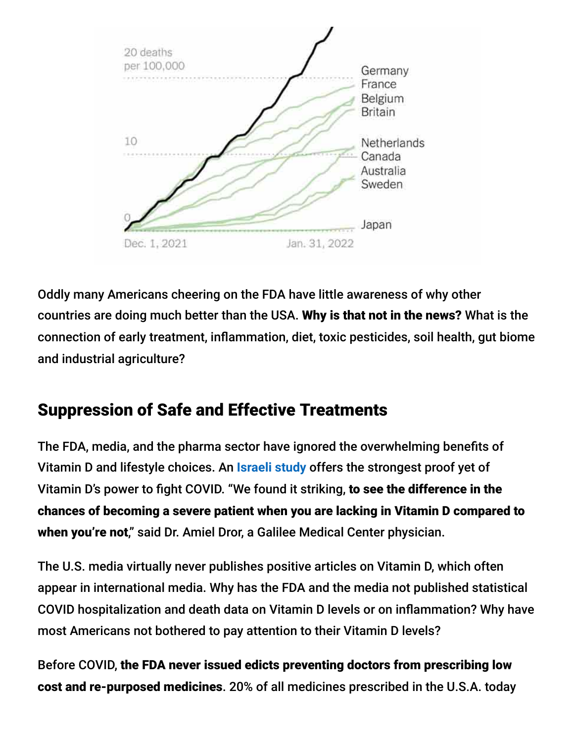20 deaths per 100,000

10

0

Dec. 1, 2021 — Jan. 31, 2022

Germany
France
Belgium
Britain

Netherlands
Canada
Australia
Sweden

Japan

Oddly many Americans cheering on the FDA have little awareness of why other countries are doing much better than the USA. **Why is that not in the news?** What is the connection of early treatment, inflammation, diet, toxic pesticides, soil health, gut biome and industrial agriculture?

## Suppression of Safe and Effective Treatments

The FDA, media, and the pharma sector have ignored the overwhelming benefits of Vitamin D and lifestyle choices. An Israeli study offers the strongest proof yet of Vitamin D's power to fight COVID. "We found it striking, **to see the difference in the chances of becoming a severe patient when you are lacking in Vitamin D compared to when you're not**," said Dr. Amiel Dror, a Galilee Medical Center physician.

The U.S. media virtually never publishes positive articles on Vitamin D, which often appear in international media. Why has the FDA and the media not published statistical COVID hospitalization and death data on Vitamin D levels or on inflammation? Why have most Americans not bothered to pay attention to their Vitamin D levels?

Before COVID, **the FDA never issued edicts preventing doctors from prescribing low cost and re-purposed medicines**. 20% of all medicines prescribed in the U.S.A. today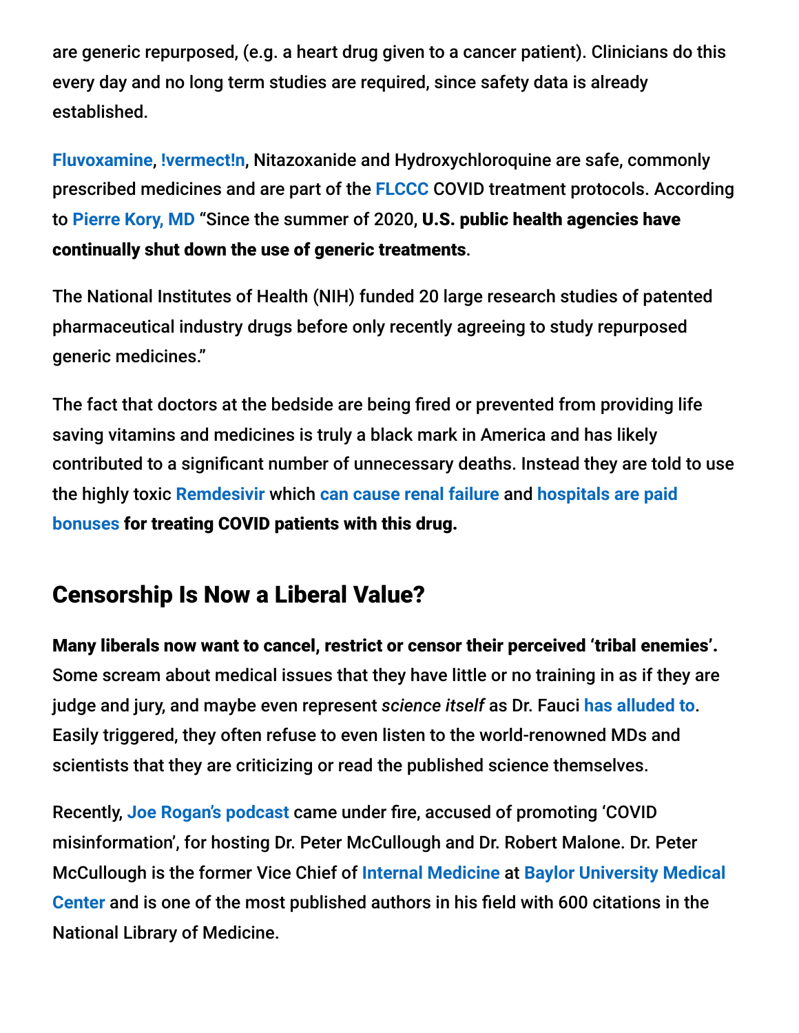are generic repurposed, (e.g. a heart drug given to a cancer patient). Clinicians do this every day and no long term studies are required, since safety data is already established.

Fluvoxamine, !vermect!n, Nitazoxanide and Hydroxychloroquine are safe, commonly prescribed medicines and are part of the FLCCC COVID treatment protocols. According to Pierre Kory, MD "Since the summer of 2020, **U.S. public health agencies have continually shut down the use of generic treatments**.

The National Institutes of Health (NIH) funded 20 large research studies of patented pharmaceutical industry drugs before only recently agreeing to study repurposed generic medicines."

The fact that doctors at the bedside are being fired or prevented from providing life saving vitamins and medicines is truly a black mark in America and has likely contributed to a significant number of unnecessary deaths. Instead they are told to use the highly toxic Remdesivir which can cause renal failure and hospitals are paid bonuses **for treating COVID patients with this drug.**

## Censorship Is Now a Liberal Value?

**Many liberals now want to cancel, restrict or censor their perceived 'tribal enemies'.** Some scream about medical issues that they have little or no training in as if they are judge and jury, and maybe even represent *science itself* as Dr. Fauci has alluded to. Easily triggered, they often refuse to even listen to the world-renowned MDs and scientists that they are criticizing or read the published science themselves.

Recently, Joe Rogan's podcast came under fire, accused of promoting 'COVID misinformation', for hosting Dr. Peter McCullough and Dr. Robert Malone. Dr. Peter McCullough is the former Vice Chief of Internal Medicine at Baylor University Medical Center and is one of the most published authors in his field with 600 citations in the National Library of Medicine.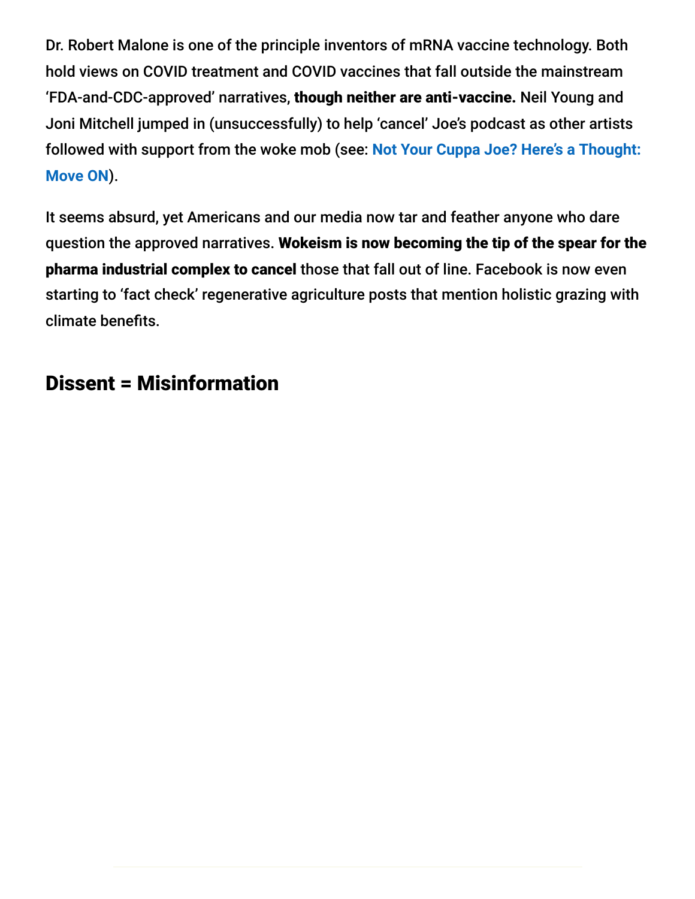Dr. Robert Malone is one of the principle inventors of mRNA vaccine technology. Both hold views on COVID treatment and COVID vaccines that fall outside the mainstream 'FDA-and-CDC-approved' narratives, **though neither are anti-vaccine.** Neil Young and Joni Mitchell jumped in (unsuccessfully) to help 'cancel' Joe's podcast as other artists followed with support from the woke mob (see: **Not Your Cuppa Joe? Here's a Thought: Move ON**).

It seems absurd, yet Americans and our media now tar and feather anyone who dare question the approved narratives. **Wokeism is now becoming the tip of the spear for the pharma industrial complex to cancel** those that fall out of line. Facebook is now even starting to 'fact check' regenerative agriculture posts that mention holistic grazing with climate benefits.

## Dissent = Misinformation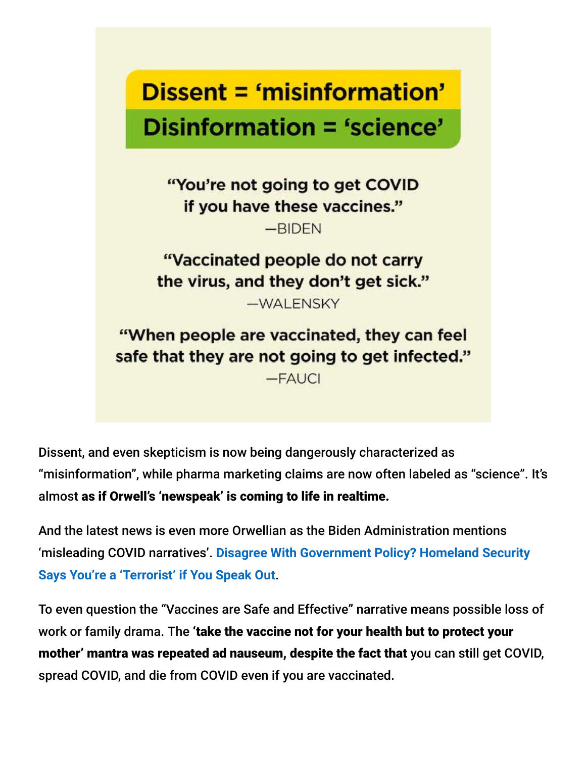**Dissent = 'misinformation'**

**Disinformation = 'science'**

**"You're not going to get COVID if you have these vaccines."**
—BIDEN

**"Vaccinated people do not carry the virus, and they don't get sick."**
—WALENSKY

**"When people are vaccinated, they can feel safe that they are not going to get infected."**
—FAUCI

Dissent, and even skepticism is now being dangerously characterized as "misinformation", while pharma marketing claims are now often labeled as "science". It's almost **as if Orwell's 'newspeak' is coming to life in realtime.**

And the latest news is even more Orwellian as the Biden Administration mentions 'misleading COVID narratives'. **Disagree With Government Policy? Homeland Security Says You're a 'Terrorist' if You Speak Out**.

To even question the "Vaccines are Safe and Effective" narrative means possible loss of work or family drama. The **'take the vaccine not for your health but to protect your mother' mantra was repeated ad nauseum, despite the fact that** you can still get COVID, spread COVID, and die from COVID even if you are vaccinated.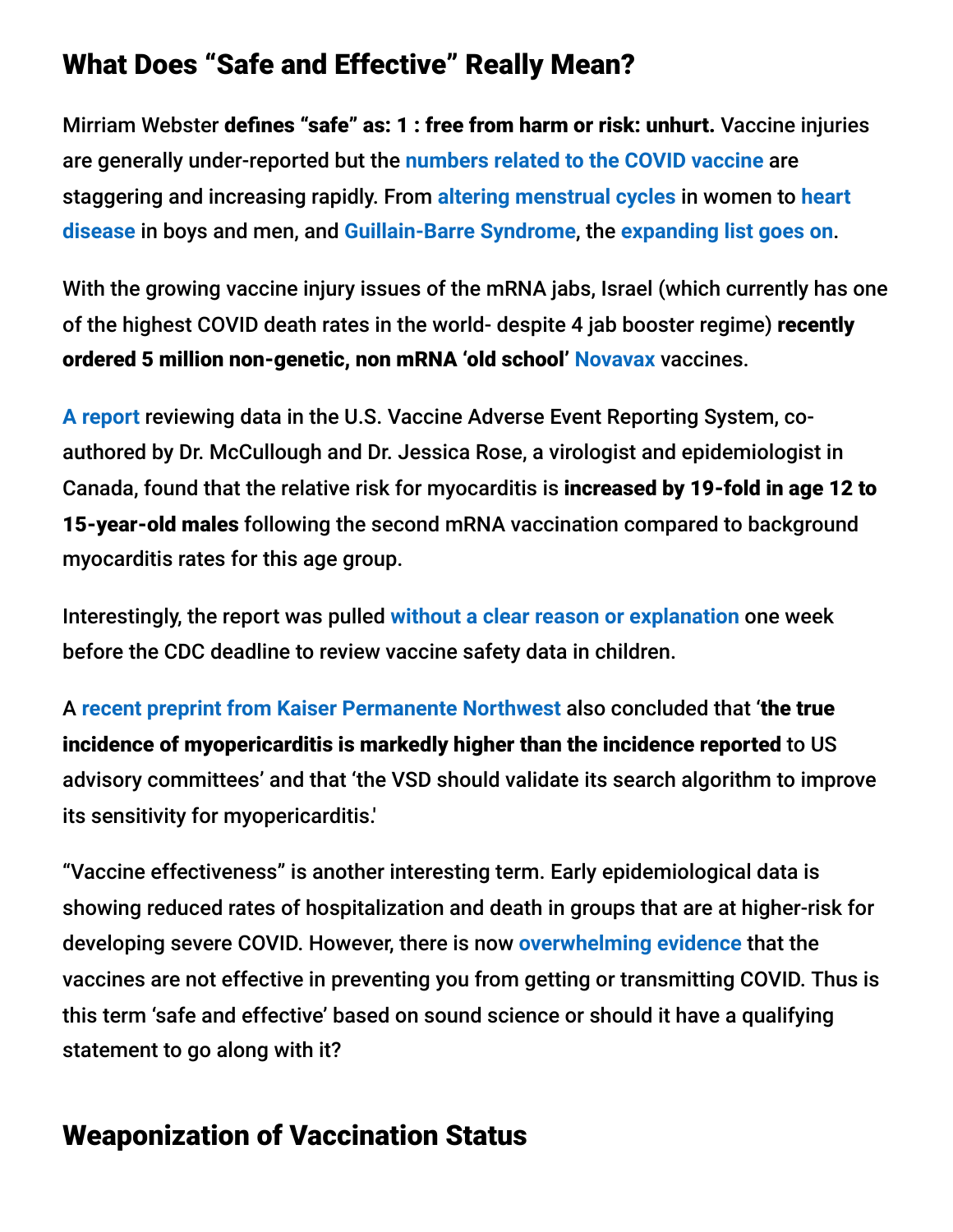## What Does “Safe and Effective” Really Mean?

Mirriam Webster **defines “safe” as: 1 : free from harm or risk: unhurt.** Vaccine injuries are generally under-reported but the numbers related to the COVID vaccine are staggering and increasing rapidly. From altering menstrual cycles in women to heart disease in boys and men, and Guillain-Barre Syndrome, the expanding list goes on.

With the growing vaccine injury issues of the mRNA jabs, Israel (which currently has one of the highest COVID death rates in the world- despite 4 jab booster regime) **recently ordered 5 million non-genetic, non mRNA ‘old school’** Novavax vaccines.

A report reviewing data in the U.S. Vaccine Adverse Event Reporting System, co-authored by Dr. McCullough and Dr. Jessica Rose, a virologist and epidemiologist in Canada, found that the relative risk for myocarditis is **increased by 19-fold in age 12 to 15-year-old males** following the second mRNA vaccination compared to background myocarditis rates for this age group.

Interestingly, the report was pulled without a clear reason or explanation one week before the CDC deadline to review vaccine safety data in children.

A recent preprint from Kaiser Permanente Northwest also concluded that ‘**the true incidence of myopericarditis is markedly higher than the incidence reported** to US advisory committees’ and that ‘the VSD should validate its search algorithm to improve its sensitivity for myopericarditis.'

“Vaccine effectiveness” is another interesting term. Early epidemiological data is showing reduced rates of hospitalization and death in groups that are at higher-risk for developing severe COVID. However, there is now overwhelming evidence that the vaccines are not effective in preventing you from getting or transmitting COVID. Thus is this term ‘safe and effective’ based on sound science or should it have a qualifying statement to go along with it?

## Weaponization of Vaccination Status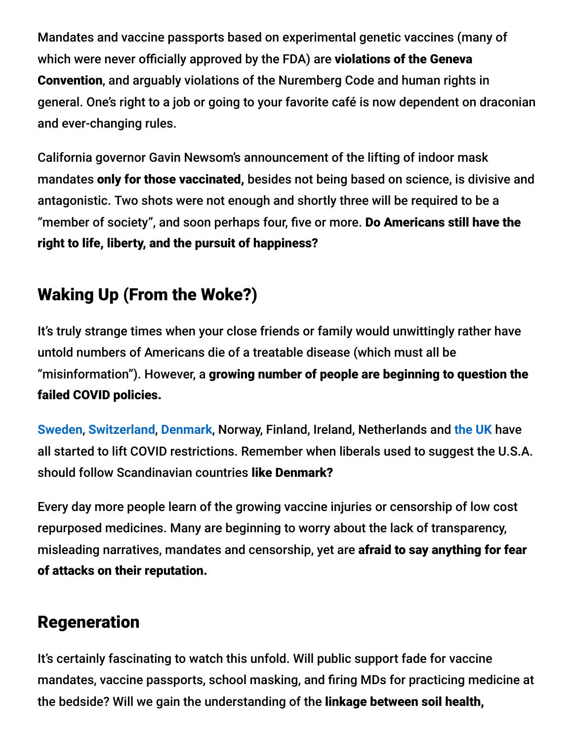Mandates and vaccine passports based on experimental genetic vaccines (many of which were never officially approved by the FDA) are **violations of the Geneva Convention**, and arguably violations of the Nuremberg Code and human rights in general. One's right to a job or going to your favorite café is now dependent on draconian and ever-changing rules.

California governor Gavin Newsom's announcement of the lifting of indoor mask mandates **only for those vaccinated,** besides not being based on science, is divisive and antagonistic. Two shots were not enough and shortly three will be required to be a "member of society", and soon perhaps four, five or more. **Do Americans still have the right to life, liberty, and the pursuit of happiness?**

## Waking Up (From the Woke?)

It's truly strange times when your close friends or family would unwittingly rather have untold numbers of Americans die of a treatable disease (which must all be "misinformation"). However, a **growing number of people are beginning to question the failed COVID policies.**

Sweden, Switzerland, Denmark, Norway, Finland, Ireland, Netherlands and the UK have all started to lift COVID restrictions. Remember when liberals used to suggest the U.S.A. should follow Scandinavian countries **like Denmark?**

Every day more people learn of the growing vaccine injuries or censorship of low cost repurposed medicines. Many are beginning to worry about the lack of transparency, misleading narratives, mandates and censorship, yet are **afraid to say anything for fear of attacks on their reputation.**

## Regeneration

It's certainly fascinating to watch this unfold. Will public support fade for vaccine mandates, vaccine passports, school masking, and firing MDs for practicing medicine at the bedside? Will we gain the understanding of the **linkage between soil health,**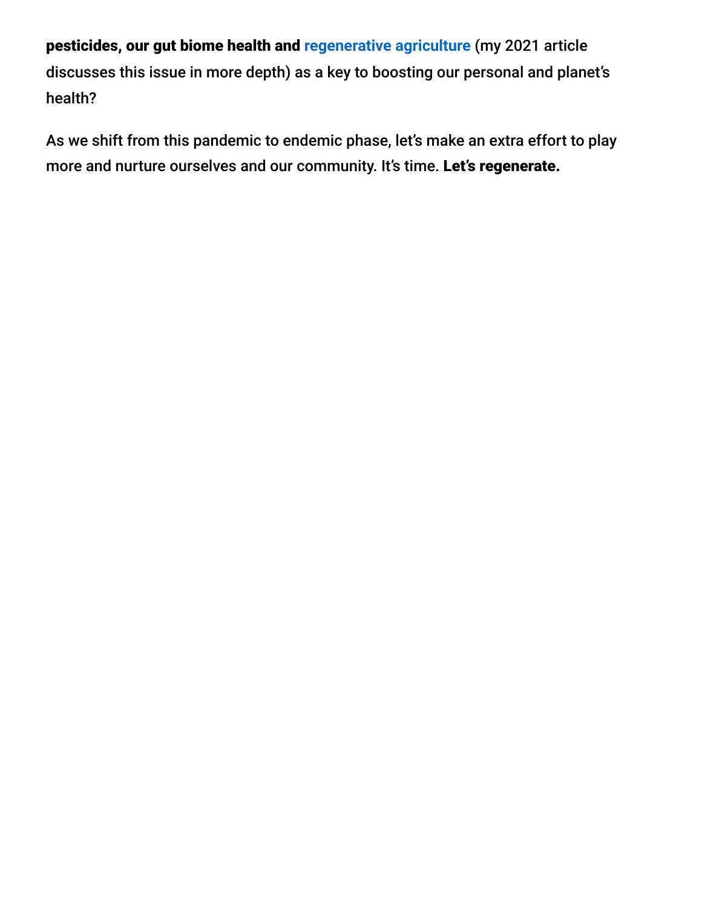**pesticides, our gut biome health and** regenerative agriculture (my 2021 article discusses this issue in more depth) as a key to boosting our personal and planet's health?

As we shift from this pandemic to endemic phase, let's make an extra effort to play more and nurture ourselves and our community. It's time. **Let's regenerate.**